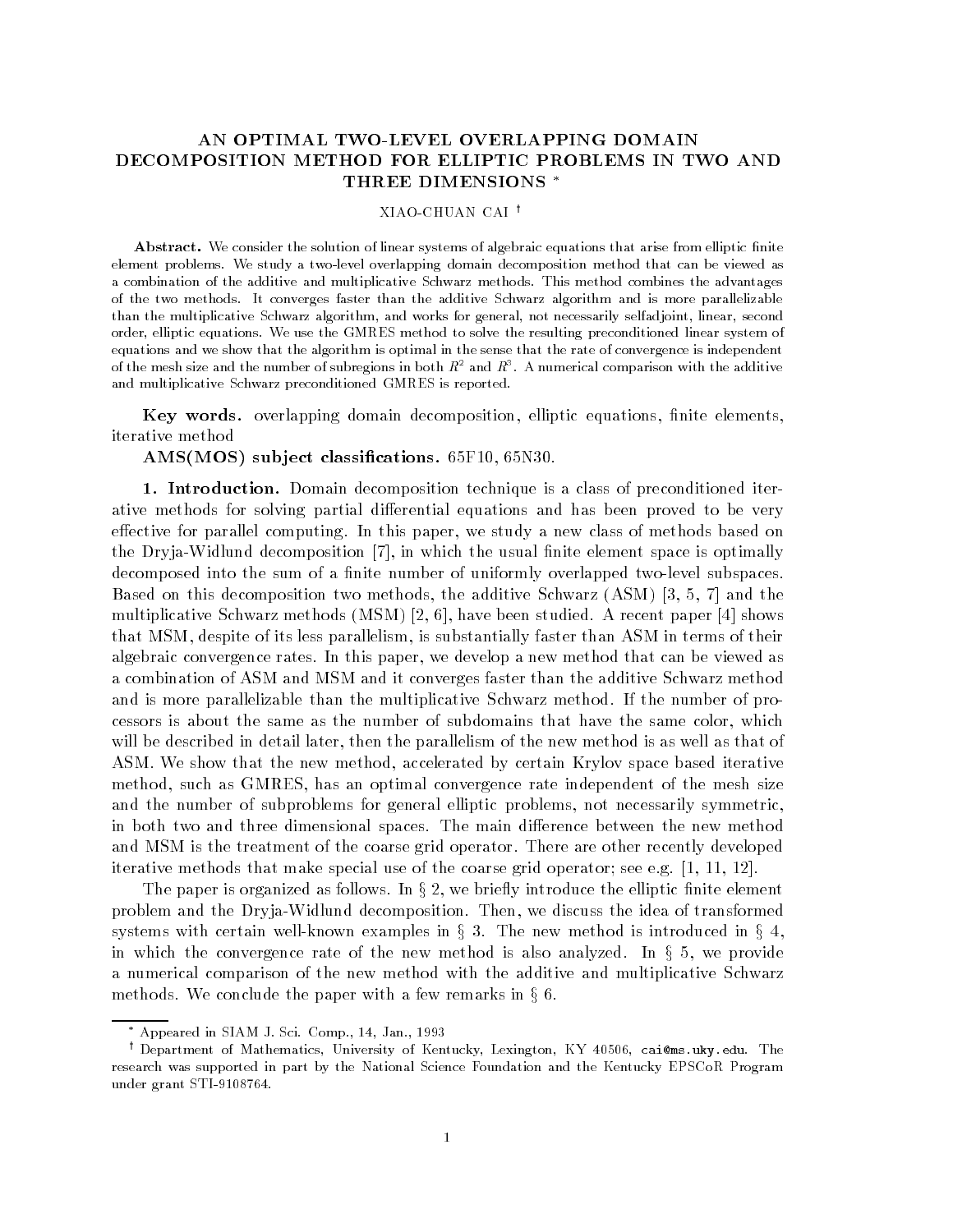# AN OPTIMAL TWO-LEVEL OVERLAPPING DOMAIN DECOMPOSITION METHOD FOR ELLIPTIC PROBLEMS IN TWO AND THREE DIMENSIONS *

XIAO-CHUAN CAI †

**Abstract.** We consider the solution of linear systems of algebraic equations that arise from elliptic finite element problems. We study a two-level overlapping domain decomposition method that can be viewed as a combination of the additive and multiplicative Schwarz methods. This method combines the advantages of the two methods. It converges faster than the additive Schwarz algorithm and is more parallelizable than the multiplicative Schwarz algorithm, and works for general, not necessarily selfadjoint, linear, second order, elliptic equations. We use the GMRES method to solve the resulting preconditioned linear system of equations and we show that the algorithm is optimal in the sense that the rate of convergence is independent of the mesh size and the number of subregions in both $R^2$ and $R^3$. A numerical comparison with the additive and multiplicative Schwarz preconditioned GMRES is reported.

**Key words.** overlapping domain decomposition, elliptic equations, finite elements, iterative method

**AMS(MOS) subject classifications.** 65F10, 65N30.

## 1. Introduction.

Domain decomposition technique is a class of preconditioned iterative methods for solving partial differential equations and has been proved to be very effective for parallel computing. In this paper, we study a new class of methods based on the Dryja-Widlund decomposition [7], in which the usual finite element space is optimally decomposed into the sum of a finite number of uniformly overlapped two-level subspaces. Based on this decomposition two methods, the additive Schwarz (ASM) [3, 5, 7] and the multiplicative Schwarz methods (MSM) [2, 6], have been studied. A recent paper [4] shows that MSM, despite of its less parallelism, is substantially faster than ASM in terms of their algebraic convergence rates. In this paper, we develop a new method that can be viewed as a combination of ASM and MSM and it converges faster than the additive Schwarz method and is more parallelizable than the multiplicative Schwarz method. If the number of processors is about the same as the number of subdomains that have the same color, which will be described in detail later, then the parallelism of the new method is as well as that of ASM. We show that the new method, accelerated by certain Krylov space based iterative method, such as GMRES, has an optimal convergence rate independent of the mesh size and the number of subproblems for general elliptic problems, not necessarily symmetric, in both two and three dimensional spaces. The main difference between the new method and MSM is the treatment of the coarse grid operator. There are other recently developed iterative methods that make special use of the coarse grid operator; see e.g. [1, 11, 12].

The paper is organized as follows. In § 2, we briefly introduce the elliptic finite element problem and the Dryja-Widlund decomposition. Then, we discuss the idea of transformed systems with certain well-known examples in § 3. The new method is introduced in § 4, in which the convergence rate of the new method is also analyzed. In § 5, we provide a numerical comparison of the new method with the additive and multiplicative Schwarz methods. We conclude the paper with a few remarks in § 6.

---

* Appeared in SIAM J. Sci. Comp., 14, Jan., 1993

† Department of Mathematics, University of Kentucky, Lexington, KY 40506, cai@ms.uky.edu. The research was supported in part by the National Science Foundation and the Kentucky EPSCoR Program under grant STI-9108764.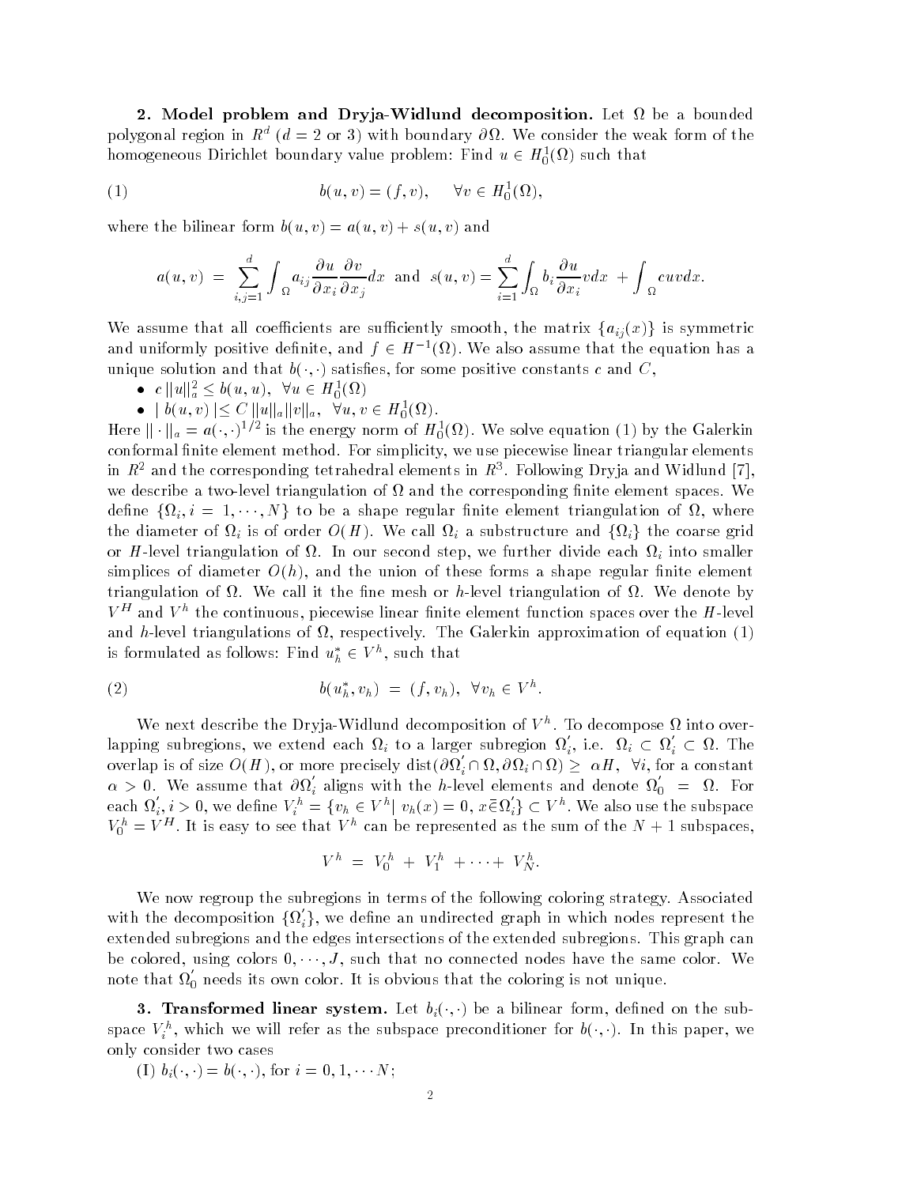**2. Model problem and Dryja-Widlund decomposition.** Let $\Omega$ be a bounded polygonal region in $R^d$ ($d = 2$ or 3) with boundary $\partial\Omega$. We consider the weak form of the homogeneous Dirichlet boundary value problem: Find $u \in H_0^1(\Omega)$ such that

$$b(u, v) = (f, v), \quad \forall v \in H_0^1(\Omega), \tag{1}$$

where the bilinear form $b(u, v) = a(u, v) + s(u, v)$ and

$$a(u, v) = \sum_{i,j=1}^{d} \int_\Omega a_{ij} \frac{\partial u}{\partial x_i} \frac{\partial v}{\partial x_j} dx \;\text{ and }\; s(u, v) = \sum_{i=1}^{d} \int_\Omega b_i \frac{\partial u}{\partial x_i} v dx \; + \int_\Omega cuv dx.$$

We assume that all coefficients are sufficiently smooth, the matrix $\{a_{ij}(x)\}$ is symmetric and uniformly positive definite, and $f \in H^{-1}(\Omega)$. We also assume that the equation has a unique solution and that $b(\cdot, \cdot)$ satisfies, for some positive constants $c$ and $C$,

- $c \, \|u\|_a^2 \leq b(u, u), \;\; \forall u \in H_0^1(\Omega)$
- $\mid b(u, v) \mid \leq C \, \|u\|_a \|v\|_a, \;\; \forall u, v \in H_0^1(\Omega)$.

Here $\| \cdot \|_a = a(\cdot, \cdot)^{1/2}$ is the energy norm of $H_0^1(\Omega)$. We solve equation (1) by the Galerkin conformal finite element method. For simplicity, we use piecewise linear triangular elements in $R^2$ and the corresponding tetrahedral elements in $R^3$. Following Dryja and Widlund [7], we describe a two-level triangulation of $\Omega$ and the corresponding finite element spaces. We define $\{\Omega_i, i = 1, \cdots, N\}$ to be a shape regular finite element triangulation of $\Omega$, where the diameter of $\Omega_i$ is of order $O(H)$. We call $\Omega_i$ a substructure and $\{\Omega_i\}$ the coarse grid or $H$-level triangulation of $\Omega$. In our second step, we further divide each $\Omega_i$ into smaller simplices of diameter $O(h)$, and the union of these forms a shape regular finite element triangulation of $\Omega$. We call it the fine mesh or $h$-level triangulation of $\Omega$. We denote by $V^H$ and $V^h$ the continuous, piecewise linear finite element function spaces over the $H$-level and $h$-level triangulations of $\Omega$, respectively. The Galerkin approximation of equation (1) is formulated as follows: Find $u_h^* \in V^h$, such that

$$b(u_h^*, v_h) \; = \; (f, v_h), \;\; \forall v_h \in V^h. \tag{2}$$

We next describe the Dryja-Widlund decomposition of $V^h$. To decompose $\Omega$ into overlapping subregions, we extend each $\Omega_i$ to a larger subregion $\Omega_i^{'}$, i.e. $\Omega_i \subset \Omega_i^{'} \subset \Omega$. The overlap is of size $O(H)$, or more precisely $\text{dist}(\partial\Omega_i^{'} \cap \Omega, \partial\Omega_i \cap \Omega) \geq \; \alpha H, \;\; \forall i$, for a constant $\alpha > 0$. We assume that $\partial\Omega_i^{'}$ aligns with the $h$-level elements and denote $\Omega_0^{'} \; = \; \Omega$. For each $\Omega_i^{'}, i > 0$, we define $V_i^h = \{v_h \in V^h | \; v_h(x) = 0, \; x \bar{\in} \Omega_i^{'}\} \subset V^h$. We also use the subspace $V_0^h = V^H$. It is easy to see that $V^h$ can be represented as the sum of the $N + 1$ subspaces,

$$V^h \; = \; V_0^h \; + \; V_1^h \; + \cdots + \; V_N^h.$$

We now regroup the subregions in terms of the following coloring strategy. Associated with the decomposition $\{\Omega_i^{'}\}$, we define an undirected graph in which nodes represent the extended subregions and the edges intersections of the extended subregions. This graph can be colored, using colors $0, \cdots, J$, such that no connected nodes have the same color. We note that $\Omega_0^{'}$ needs its own color. It is obvious that the coloring is not unique.

**3. Transformed linear system.** Let $b_i(\cdot, \cdot)$ be a bilinear form, defined on the subspace $V_i^h$, which we will refer as the subspace preconditioner for $b(\cdot, \cdot)$. In this paper, we only consider two cases

(I) $b_i(\cdot, \cdot) = b(\cdot, \cdot)$, for $i = 0, 1, \cdots N$;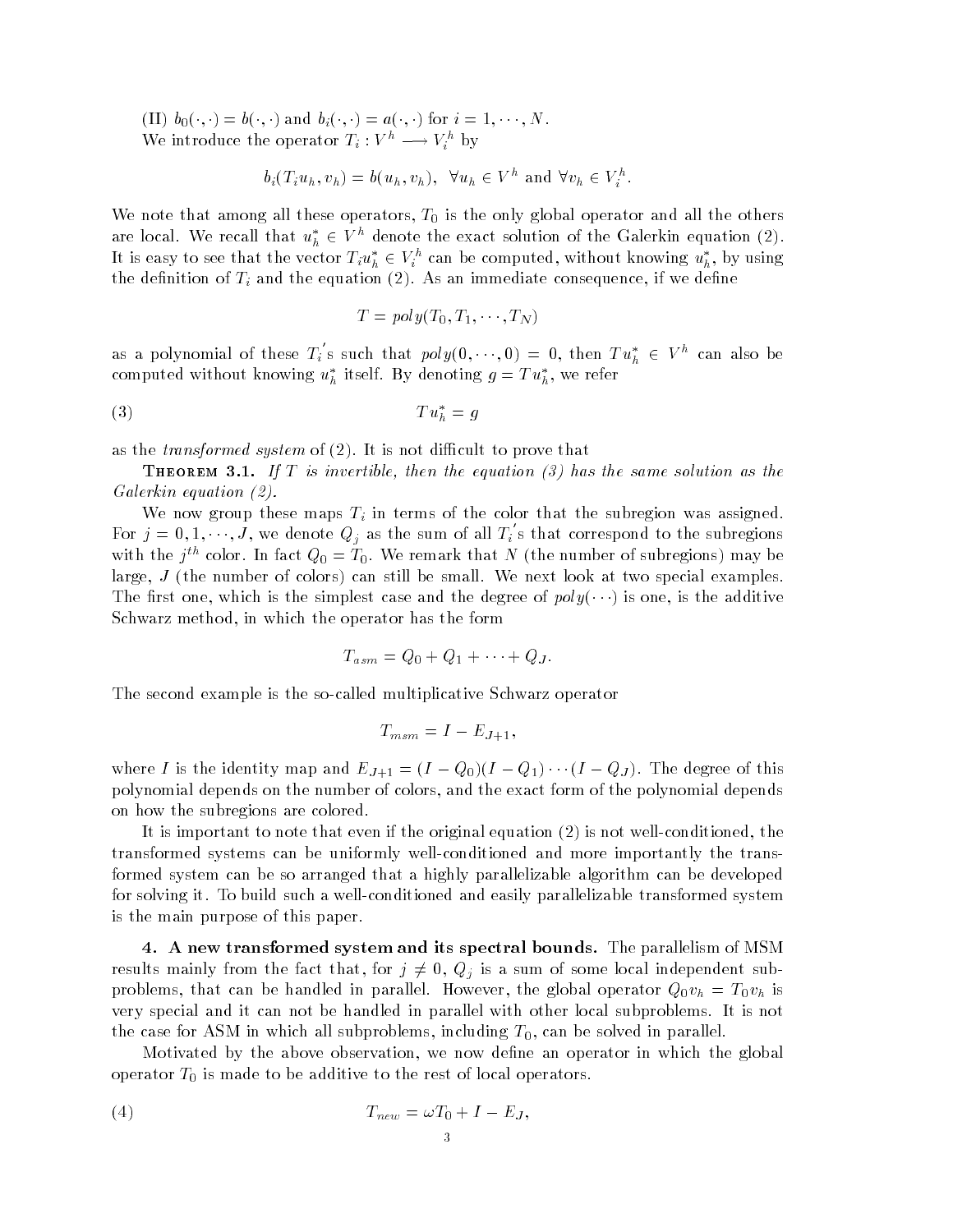(II) $b_0(\cdot,\cdot) = b(\cdot,\cdot)$ and $b_i(\cdot,\cdot) = a(\cdot,\cdot)$ for $i = 1, \cdots, N$.

We introduce the operator $T_i : V^h \longrightarrow V_i^h$ by

$$b_i(T_i u_h, v_h) = b(u_h, v_h), \quad \forall u_h \in V^h \text{ and } \forall v_h \in V_i^h.$$

We note that among all these operators, $T_0$ is the only global operator and all the others are local. We recall that $u_h^* \in V^h$ denote the exact solution of the Galerkin equation (2). It is easy to see that the vector $T_i u_h^* \in V_i^h$ can be computed, without knowing $u_h^*$, by using the definition of $T_i$ and the equation (2). As an immediate consequence, if we define

$$T = poly(T_0, T_1, \cdots, T_N)$$

as a polynomial of these $T_i^{'}$s such that $poly(0, \cdots, 0) = 0$, then $T u_h^* \in V^h$ can also be computed without knowing $u_h^*$ itself. By denoting $g = T u_h^*$, we refer

$$T u_h^* = g \tag{3}$$

as the *transformed system* of (2). It is not difficult to prove that

**Theorem 3.1.** *If $T$ is invertible, then the equation (3) has the same solution as the Galerkin equation (2).*

We now group these maps $T_i$ in terms of the color that the subregion was assigned. For $j = 0, 1, \cdots, J$, we denote $Q_j$ as the sum of all $T_i^{'}$s that correspond to the subregions with the $j^{th}$ color. In fact $Q_0 = T_0$. We remark that $N$ (the number of subregions) may be large, $J$ (the number of colors) can still be small. We next look at two special examples. The first one, which is the simplest case and the degree of $poly(\cdots)$ is one, is the additive Schwarz method, in which the operator has the form

$$T_{asm} = Q_0 + Q_1 + \cdots + Q_J.$$

The second example is the so-called multiplicative Schwarz operator

$$T_{msm} = I - E_{J+1},$$

where $I$ is the identity map and $E_{J+1} = (I - Q_0)(I - Q_1)\cdots(I - Q_J)$. The degree of this polynomial depends on the number of colors, and the exact form of the polynomial depends on how the subregions are colored.

It is important to note that even if the original equation (2) is not well-conditioned, the transformed systems can be uniformly well-conditioned and more importantly the transformed system can be so arranged that a highly parallelizable algorithm can be developed for solving it. To build such a well-conditioned and easily parallelizable transformed system is the main purpose of this paper.

## 4. A new transformed system and its spectral bounds.

The parallelism of MSM results mainly from the fact that, for $j \neq 0$, $Q_j$ is a sum of some local independent subproblems, that can be handled in parallel. However, the global operator $Q_0 v_h = T_0 v_h$ is very special and it can not be handled in parallel with other local subproblems. It is not the case for ASM in which all subproblems, including $T_0$, can be solved in parallel.

Motivated by the above observation, we now define an operator in which the global operator $T_0$ is made to be additive to the rest of local operators.

$$T_{new} = \omega T_0 + I - E_J, \tag{4}$$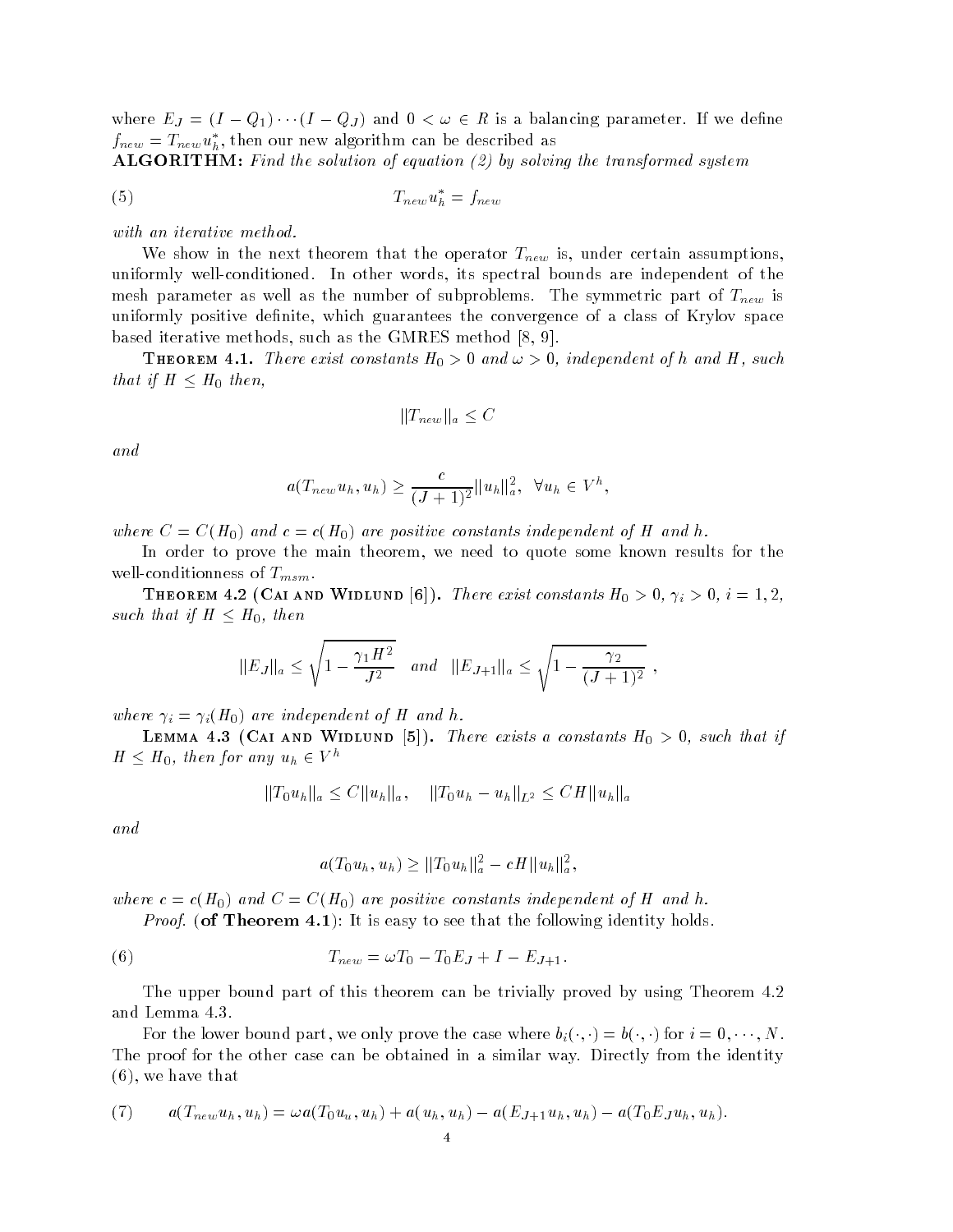where $E_J = (I - Q_1) \cdots (I - Q_J)$ and $0 < \omega \in R$ is a balancing parameter. If we define $f_{new} = T_{new} u_h^*$, then our new algorithm can be described as

**ALGORITHM:** *Find the solution of equation (2) by solving the transformed system*

$$T_{new} u_h^* = f_{new} \tag{5}$$

*with an iterative method.*

We show in the next theorem that the operator $T_{new}$ is, under certain assumptions, uniformly well-conditioned. In other words, its spectral bounds are independent of the mesh parameter as well as the number of subproblems. The symmetric part of $T_{new}$ is uniformly positive definite, which guarantees the convergence of a class of Krylov space based iterative methods, such as the GMRES method [8, 9].

**Theorem 4.1.** *There exist constants $H_0 > 0$ and $\omega > 0$, independent of $h$ and $H$, such that if $H \leq H_0$ then,*

$$\|T_{new}\|_a \leq C$$

*and*

$$a(T_{new} u_h, u_h) \geq \frac{c}{(J+1)^2} \|u_h\|_a^2, \quad \forall u_h \in V^h,$$

*where $C = C(H_0)$ and $c = c(H_0)$ are positive constants independent of $H$ and $h$.*

In order to prove the main theorem, we need to quote some known results for the well-conditionness of $T_{msm}$.

**Theorem 4.2 (Cai and Widlund [6]).** *There exist constants $H_0 > 0$, $\gamma_i > 0$, $i = 1, 2$, such that if $H \leq H_0$, then*

$$\|E_J\|_a \leq \sqrt{1 - \frac{\gamma_1 H^2}{J^2}} \quad \text{and} \quad \|E_{J+1}\|_a \leq \sqrt{1 - \frac{\gamma_2}{(J+1)^2}} \ ,$$

*where $\gamma_i = \gamma_i(H_0)$ are independent of $H$ and $h$.*

**Lemma 4.3 (Cai and Widlund [5]).** *There exists a constants $H_0 > 0$, such that if $H \leq H_0$, then for any $u_h \in V^h$*

$$\|T_0 u_h\|_a \leq C \|u_h\|_a, \quad \|T_0 u_h - u_h\|_{L^2} \leq CH \|u_h\|_a$$

*and*

$$a(T_0 u_h, u_h) \geq \|T_0 u_h\|_a^2 - cH \|u_h\|_a^2,$$

*where $c = c(H_0)$ and $C = C(H_0)$ are positive constants independent of $H$ and $h$.*

*Proof.* (**of Theorem 4.1**): It is easy to see that the following identity holds.

$$T_{new} = \omega T_0 - T_0 E_J + I - E_{J+1}. \tag{6}$$

The upper bound part of this theorem can be trivially proved by using Theorem 4.2 and Lemma 4.3.

For the lower bound part, we only prove the case where $b_i(\cdot, \cdot) = b(\cdot, \cdot)$ for $i = 0, \cdots, N$. The proof for the other case can be obtained in a similar way. Directly from the identity (6), we have that

$$a(T_{new} u_h, u_h) = \omega a(T_0 u_u, u_h) + a(u_h, u_h) - a(E_{J+1} u_h, u_h) - a(T_0 E_J u_h, u_h). \tag{7}$$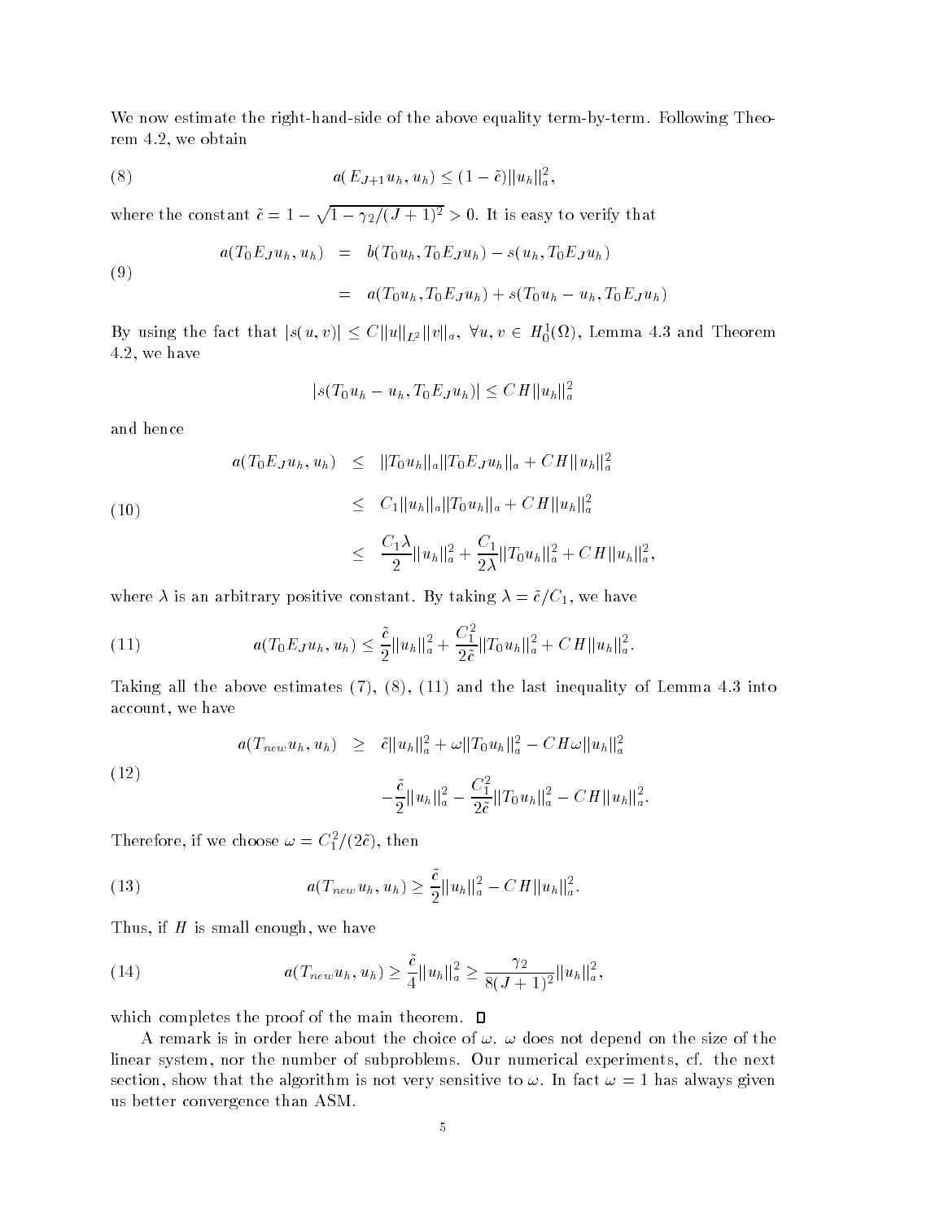We now estimate the right-hand-side of the above equality term-by-term. Following Theorem 4.2, we obtain

$$a(E_{J+1}u_h, u_h) \le (1-\tilde{c})\|u_h\|_a^2, \tag{8}$$

where the constant $\tilde{c} = 1 - \sqrt{1-\gamma_2/(J+1)^2} > 0$. It is easy to verify that

$$\begin{aligned} a(T_0 E_J u_h, u_h) &= b(T_0 u_h, T_0 E_J u_h) - s(u_h, T_0 E_J u_h) \\ &= a(T_0 u_h, T_0 E_J u_h) + s(T_0 u_h - u_h, T_0 E_J u_h) \end{aligned} \tag{9}$$

By using the fact that $|s(u,v)| \le C\|u\|_{L^2}\|v\|_a$, $\forall u, v \in H_0^1(\Omega)$, Lemma 4.3 and Theorem 4.2, we have

$$|s(T_0 u_h - u_h, T_0 E_J u_h)| \le CH\|u_h\|_a^2$$

and hence

$$\begin{aligned} a(T_0 E_J u_h, u_h) &\le \|T_0 u_h\|_a \|T_0 E_J u_h\|_a + CH\|u_h\|_a^2 \\ &\le C_1\|u_h\|_a\|T_0 u_h\|_a + CH\|u_h\|_a^2 \\ &\le \frac{C_1\lambda}{2}\|u_h\|_a^2 + \frac{C_1}{2\lambda}\|T_0 u_h\|_a^2 + CH\|u_h\|_a^2, \end{aligned} \tag{10}$$

where $\lambda$ is an arbitrary positive constant. By taking $\lambda = \tilde{c}/C_1$, we have

$$a(T_0 E_J u_h, u_h) \le \frac{\tilde{c}}{2}\|u_h\|_a^2 + \frac{C_1^2}{2\tilde{c}}\|T_0 u_h\|_a^2 + CH\|u_h\|_a^2. \tag{11}$$

Taking all the above estimates (7), (8), (11) and the last inequality of Lemma 4.3 into account, we have

$$\begin{aligned} a(T_{new}u_h, u_h) &\ge \tilde{c}\|u_h\|_a^2 + \omega\|T_0 u_h\|_a^2 - CH\omega\|u_h\|_a^2 \\ &\quad -\frac{\tilde{c}}{2}\|u_h\|_a^2 - \frac{C_1^2}{2\tilde{c}}\|T_0 u_h\|_a^2 - CH\|u_h\|_a^2. \end{aligned} \tag{12}$$

Therefore, if we choose $\omega = C_1^2/(2\tilde{c})$, then

$$a(T_{new}u_h, u_h) \ge \frac{\tilde{c}}{2}\|u_h\|_a^2 - CH\|u_h\|_a^2. \tag{13}$$

Thus, if $H$ is small enough, we have

$$a(T_{new}u_h, u_h) \ge \frac{\tilde{c}}{4}\|u_h\|_a^2 \ge \frac{\gamma_2}{8(J+1)^2}\|u_h\|_a^2, \tag{14}$$

which completes the proof of the main theorem. ☐

A remark is in order here about the choice of $\omega$. $\omega$ does not depend on the size of the linear system, nor the number of subproblems. Our numerical experiments, cf. the next section, show that the algorithm is not very sensitive to $\omega$. In fact $\omega = 1$ has always given us better convergence than ASM.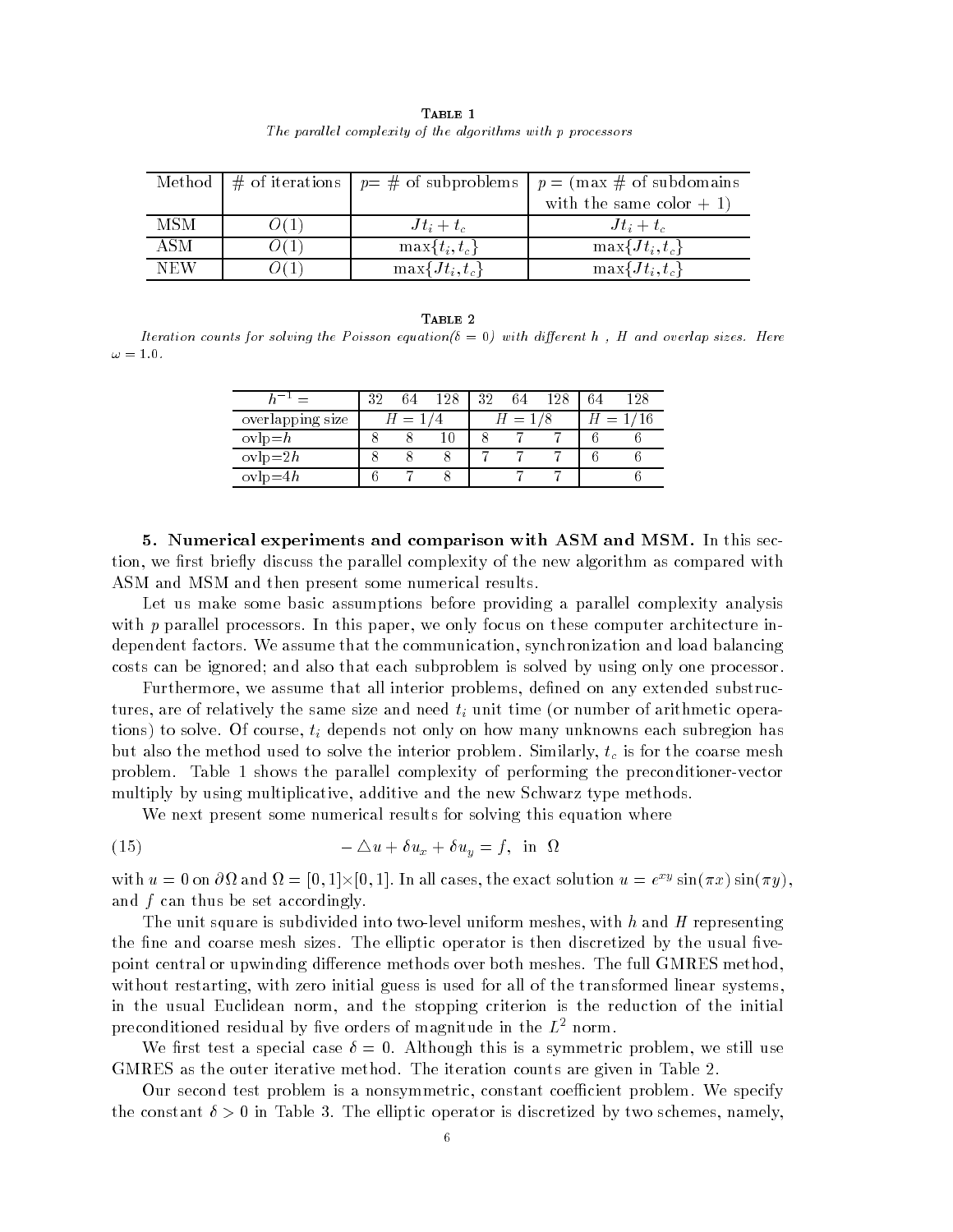TABLE 1

*The parallel complexity of the algorithms with p processors*

| Method | # of iterations | $p$= # of subproblems | $p$ = (max # of subdomains with the same color + 1) |
|---|---|---|---|
| MSM | $O(1)$ | $Jt_i + t_c$ | $Jt_i + t_c$ |
| ASM | $O(1)$ | $\max\{t_i, t_c\}$ | $\max\{Jt_i, t_c\}$ |
| NEW | $O(1)$ | $\max\{Jt_i, t_c\}$ | $\max\{Jt_i, t_c\}$ |

TABLE 2

*Iteration counts for solving the Poisson equation($\delta = 0$) with different $h$ , $H$ and overlap sizes. Here $\omega = 1.0$.*

| $h^{-1} =$ | 32 | 64 | 128 | 32 | 64 | 128 | 64 | 128 |
|---|---|---|---|---|---|---|---|---|
| overlapping size | $H = 1/4$ | | | $H = 1/8$ | | | $H = 1/16$ | |
| ovlp=$h$ | 8 | 8 | 10 | 8 | 7 | 7 | 6 | 6 |
| ovlp=$2h$ | 8 | 8 | 8 | 7 | 7 | 7 | 6 | 6 |
| ovlp=$4h$ | 6 | 7 | 8 | | 7 | 7 | | 6 |

**5. Numerical experiments and comparison with ASM and MSM.** In this section, we first briefly discuss the parallel complexity of the new algorithm as compared with ASM and MSM and then present some numerical results.

Let us make some basic assumptions before providing a parallel complexity analysis with $p$ parallel processors. In this paper, we only focus on these computer architecture independent factors. We assume that the communication, synchronization and load balancing costs can be ignored; and also that each subproblem is solved by using only one processor.

Furthermore, we assume that all interior problems, defined on any extended substructures, are of relatively the same size and need $t_i$ unit time (or number of arithmetic operations) to solve. Of course, $t_i$ depends not only on how many unknowns each subregion has but also the method used to solve the interior problem. Similarly, $t_c$ is for the coarse mesh problem. Table 1 shows the parallel complexity of performing the preconditioner-vector multiply by using multiplicative, additive and the new Schwarz type methods.

We next present some numerical results for solving this equation where

$$-\triangle u + \delta u_x + \delta u_y = f, \text{ in } \Omega \tag{15}$$

with $u = 0$ on $\partial\Omega$ and $\Omega = [0, 1]\times[0, 1]$. In all cases, the exact solution $u = e^{xy} \sin(\pi x) \sin(\pi y)$, and $f$ can thus be set accordingly.

The unit square is subdivided into two-level uniform meshes, with $h$ and $H$ representing the fine and coarse mesh sizes. The elliptic operator is then discretized by the usual five-point central or upwinding difference methods over both meshes. The full GMRES method, without restarting, with zero initial guess is used for all of the transformed linear systems, in the usual Euclidean norm, and the stopping criterion is the reduction of the initial preconditioned residual by five orders of magnitude in the $L^2$ norm.

We first test a special case $\delta = 0$. Although this is a symmetric problem, we still use GMRES as the outer iterative method. The iteration counts are given in Table 2.

Our second test problem is a nonsymmetric, constant coefficient problem. We specify the constant $\delta > 0$ in Table 3. The elliptic operator is discretized by two schemes, namely,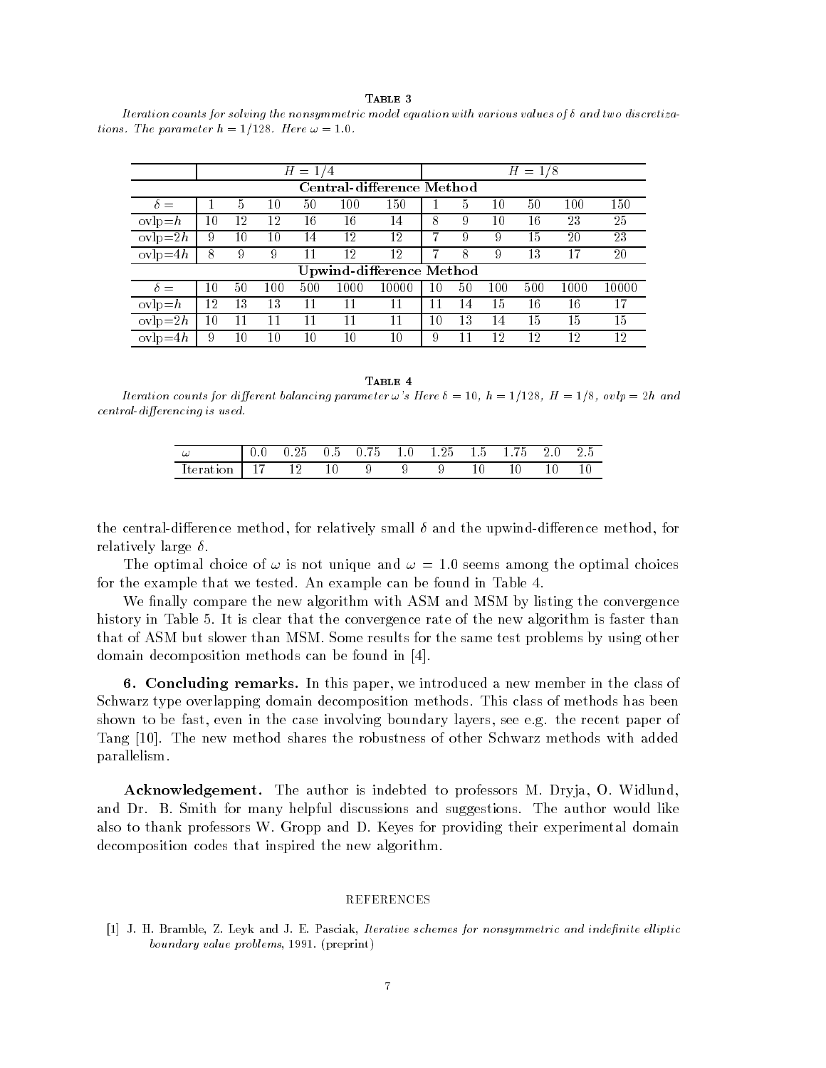Table 3

*Iteration counts for solving the nonsymmetric model equation with various values of $\delta$ and two discretizations. The parameter $h = 1/128$. Here $\omega = 1.0$.*

| | $H = 1/4$ | | | | | | $H = 1/8$ | | | | | |
|---|---|---|---|---|---|---|---|---|---|---|---|---|
| **Central-difference Method** | | | | | | | | | | | | |
| $\delta =$ | 1 | 5 | 10 | 50 | 100 | 150 | 1 | 5 | 10 | 50 | 100 | 150 |
| ovlp=$h$ | 10 | 12 | 12 | 16 | 16 | 14 | 8 | 9 | 10 | 16 | 23 | 25 |
| ovlp=$2h$ | 9 | 10 | 10 | 14 | 12 | 12 | 7 | 9 | 9 | 15 | 20 | 23 |
| ovlp=$4h$ | 8 | 9 | 9 | 11 | 12 | 12 | 7 | 8 | 9 | 13 | 17 | 20 |
| **Upwind-difference Method** | | | | | | | | | | | | |
| $\delta =$ | 10 | 50 | 100 | 500 | 1000 | 10000 | 10 | 50 | 100 | 500 | 1000 | 10000 |
| ovlp=$h$ | 12 | 13 | 13 | 11 | 11 | 11 | 11 | 14 | 15 | 16 | 16 | 17 |
| ovlp=$2h$ | 10 | 11 | 11 | 11 | 11 | 11 | 10 | 13 | 14 | 15 | 15 | 15 |
| ovlp=$4h$ | 9 | 10 | 10 | 10 | 10 | 10 | 9 | 11 | 12 | 12 | 12 | 12 |

Table 4

*Iteration counts for different balancing parameter $\omega$'s Here $\delta = 10$, $h = 1/128$, $H = 1/8$, ovlp $= 2h$ and central-differencing is used.*

| $\omega$ | 0.0 | 0.25 | 0.5 | 0.75 | 1.0 | 1.25 | 1.5 | 1.75 | 2.0 | 2.5 |
|---|---|---|---|---|---|---|---|---|---|---|
| Iteration | 17 | 12 | 10 | 9 | 9 | 9 | 10 | 10 | 10 | 10 |

the central-difference method, for relatively small $\delta$ and the upwind-difference method, for relatively large $\delta$.

The optimal choice of $\omega$ is not unique and $\omega = 1.0$ seems among the optimal choices for the example that we tested. An example can be found in Table 4.

We finally compare the new algorithm with ASM and MSM by listing the convergence history in Table 5. It is clear that the convergence rate of the new algorithm is faster than that of ASM but slower than MSM. Some results for the same test problems by using other domain decomposition methods can be found in [4].

**6. Concluding remarks.** In this paper, we introduced a new member in the class of Schwarz type overlapping domain decomposition methods. This class of methods has been shown to be fast, even in the case involving boundary layers, see e.g. the recent paper of Tang [10]. The new method shares the robustness of other Schwarz methods with added parallelism.

**Acknowledgement.** The author is indebted to professors M. Dryja, O. Widlund, and Dr. B. Smith for many helpful discussions and suggestions. The author would like also to thank professors W. Gropp and D. Keyes for providing their experimental domain decomposition codes that inspired the new algorithm.

## REFERENCES

[1] J. H. Bramble, Z. Leyk and J. E. Pasciak, *Iterative schemes for nonsymmetric and indefinite elliptic boundary value problems*, 1991. (preprint)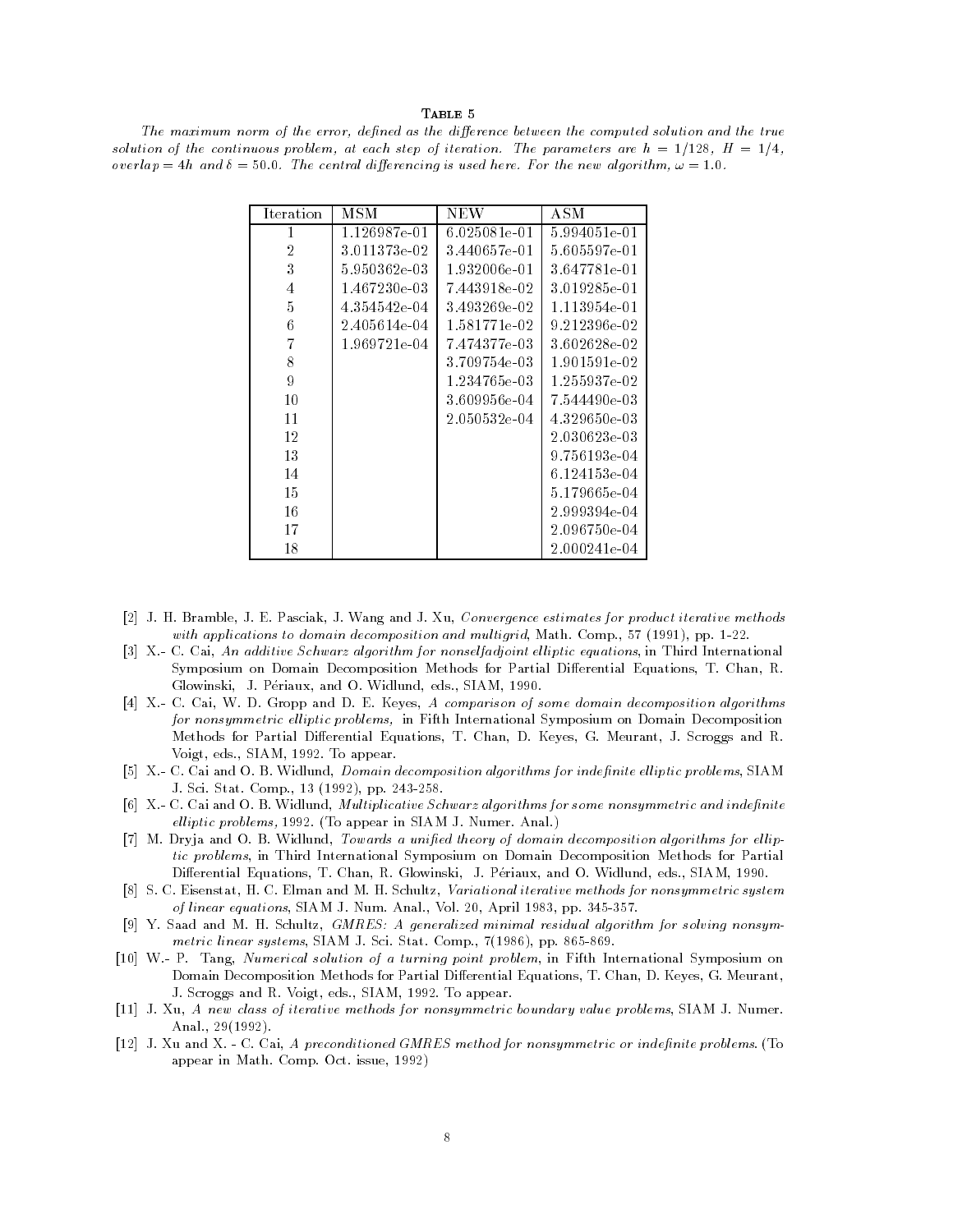**Table 5**

*The maximum norm of the error, defined as the difference between the computed solution and the true solution of the continuous problem, at each step of iteration. The parameters are $h = 1/128$, $H = 1/4$, $overlap = 4h$ and $\delta = 50.0$. The central differencing is used here. For the new algorithm, $\omega = 1.0$.*

| Iteration | MSM | NEW | ASM |
|---|---|---|---|
| 1 | 1.126987e-01 | 6.025081e-01 | 5.994051e-01 |
| 2 | 3.011373e-02 | 3.440657e-01 | 5.605597e-01 |
| 3 | 5.950362e-03 | 1.932006e-01 | 3.647781e-01 |
| 4 | 1.467230e-03 | 7.443918e-02 | 3.019285e-01 |
| 5 | 4.354542e-04 | 3.493269e-02 | 1.113954e-01 |
| 6 | 2.405614e-04 | 1.581771e-02 | 9.212396e-02 |
| 7 | 1.969721e-04 | 7.474377e-03 | 3.602628e-02 |
| 8 | | 3.709754e-03 | 1.901591e-02 |
| 9 | | 1.234765e-03 | 1.255937e-02 |
| 10 | | 3.609956e-04 | 7.544490e-03 |
| 11 | | 2.050532e-04 | 4.329650e-03 |
| 12 | | | 2.030623e-03 |
| 13 | | | 9.756193e-04 |
| 14 | | | 6.124153e-04 |
| 15 | | | 5.179665e-04 |
| 16 | | | 2.999394e-04 |
| 17 | | | 2.096750e-04 |
| 18 | | | 2.000241e-04 |

[2] J. H. Bramble, J. E. Pasciak, J. Wang and J. Xu, *Convergence estimates for product iterative methods with applications to domain decomposition and multigrid*, Math. Comp., 57 (1991), pp. 1-22.

[3] X.- C. Cai, *An additive Schwarz algorithm for nonselfadjoint elliptic equations*, in Third International Symposium on Domain Decomposition Methods for Partial Differential Equations, T. Chan, R. Glowinski, J. Périaux, and O. Widlund, eds., SIAM, 1990.

[4] X.- C. Cai, W. D. Gropp and D. E. Keyes, *A comparison of some domain decomposition algorithms for nonsymmetric elliptic problems,* in Fifth International Symposium on Domain Decomposition Methods for Partial Differential Equations, T. Chan, D. Keyes, G. Meurant, J. Scroggs and R. Voigt, eds., SIAM, 1992. To appear.

[5] X.- C. Cai and O. B. Widlund, *Domain decomposition algorithms for indefinite elliptic problems*, SIAM J. Sci. Stat. Comp., 13 (1992), pp. 243-258.

[6] X.- C. Cai and O. B. Widlund, *Multiplicative Schwarz algorithms for some nonsymmetric and indefinite elliptic problems,* 1992. (To appear in SIAM J. Numer. Anal.)

[7] M. Dryja and O. B. Widlund, *Towards a unified theory of domain decomposition algorithms for elliptic problems*, in Third International Symposium on Domain Decomposition Methods for Partial Differential Equations, T. Chan, R. Glowinski, J. Périaux, and O. Widlund, eds., SIAM, 1990.

[8] S. C. Eisenstat, H. C. Elman and M. H. Schultz, *Variational iterative methods for nonsymmetric system of linear equations*, SIAM J. Num. Anal., Vol. 20, April 1983, pp. 345-357.

[9] Y. Saad and M. H. Schultz, *GMRES: A generalized minimal residual algorithm for solving nonsymmetric linear systems*, SIAM J. Sci. Stat. Comp., 7(1986), pp. 865-869.

[10] W.- P. Tang, *Numerical solution of a turning point problem*, in Fifth International Symposium on Domain Decomposition Methods for Partial Differential Equations, T. Chan, D. Keyes, G. Meurant, J. Scroggs and R. Voigt, eds., SIAM, 1992. To appear.

[11] J. Xu, *A new class of iterative methods for nonsymmetric boundary value problems*, SIAM J. Numer. Anal., 29(1992).

[12] J. Xu and X. - C. Cai, *A preconditioned GMRES method for nonsymmetric or indefinite problems*. (To appear in Math. Comp. Oct. issue, 1992)